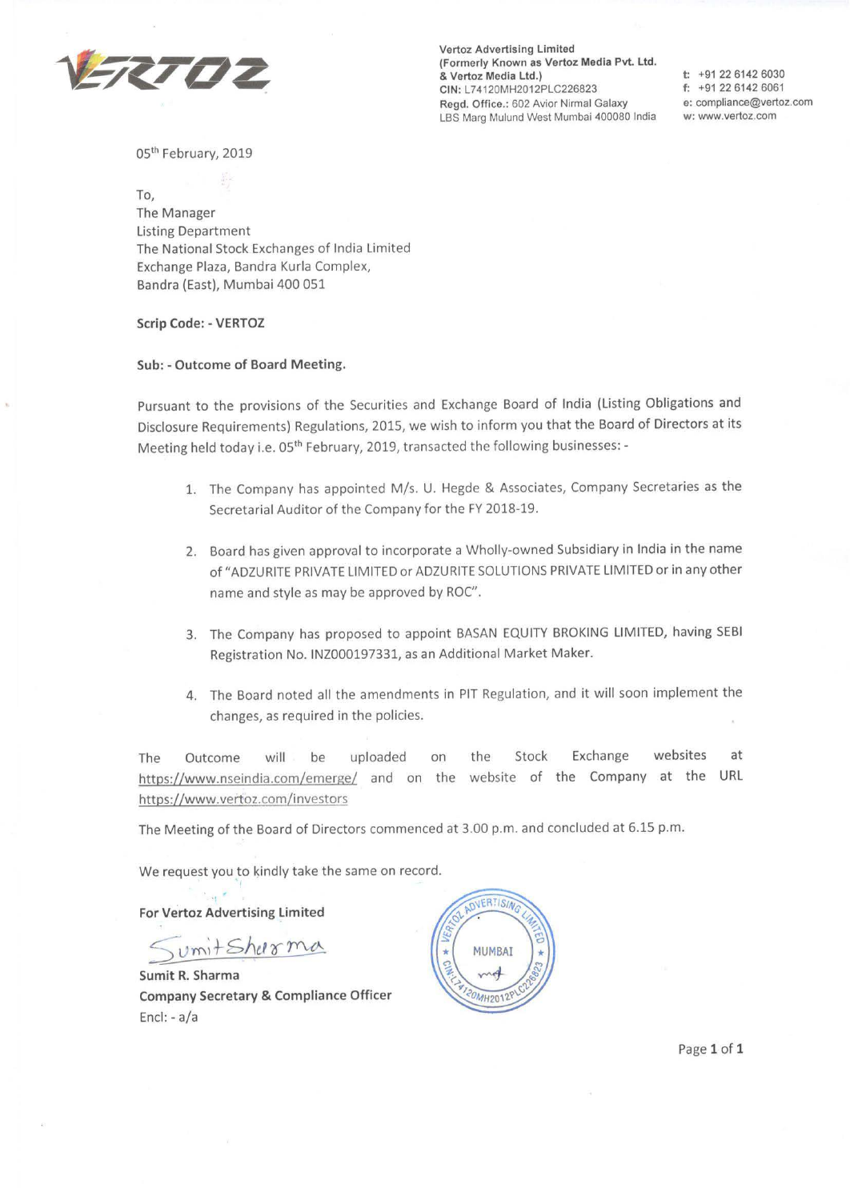Vertoz Advertising Limited
(Formerly Known as Vertoz Media Pvt. Ltd.
& Vertoz Media Ltd.)
CIN: L74120MH2012PLC226823
Regd. Office.: 602 Avior Nirmal Galaxy
LBS Marg Mulund West Mumbai 400080 India

t: +91 22 6142 6030
f: +91 22 6142 6061
e: compliance@vertoz.com
w: www.vertoz.com

05th February, 2019

To,
The Manager
Listing Department
The National Stock Exchanges of India Limited
Exchange Plaza, Bandra Kurla Complex,
Bandra (East), Mumbai 400 051

**Scrip Code: - VERTOZ**

**Sub: - Outcome of Board Meeting.**

Pursuant to the provisions of the Securities and Exchange Board of India (Listing Obligations and Disclosure Requirements) Regulations, 2015, we wish to inform you that the Board of Directors at its Meeting held today i.e. 05th February, 2019, transacted the following businesses: -

1. The Company has appointed M/s. U. Hegde & Associates, Company Secretaries as the Secretarial Auditor of the Company for the FY 2018-19.
2. Board has given approval to incorporate a Wholly-owned Subsidiary in India in the name of "ADZURITE PRIVATE LIMITED or ADZURITE SOLUTIONS PRIVATE LIMITED or in any other name and style as may be approved by ROC".
3. The Company has proposed to appoint BASAN EQUITY BROKING LIMITED, having SEBI Registration No. INZ000197331, as an Additional Market Maker.
4. The Board noted all the amendments in PIT Regulation, and it will soon implement the changes, as required in the policies.

The Outcome will be uploaded on the Stock Exchange websites at https://www.nseindia.com/emerge/ and on the website of the Company at the URL https://www.vertoz.com/investors

The Meeting of the Board of Directors commenced at 3.00 p.m. and concluded at 6.15 p.m.

We request you to kindly take the same on record.

**For Vertoz Advertising Limited**

Sumit Sharma

**Sumit R. Sharma**
**Company Secretary & Compliance Officer**
Encl: - a/a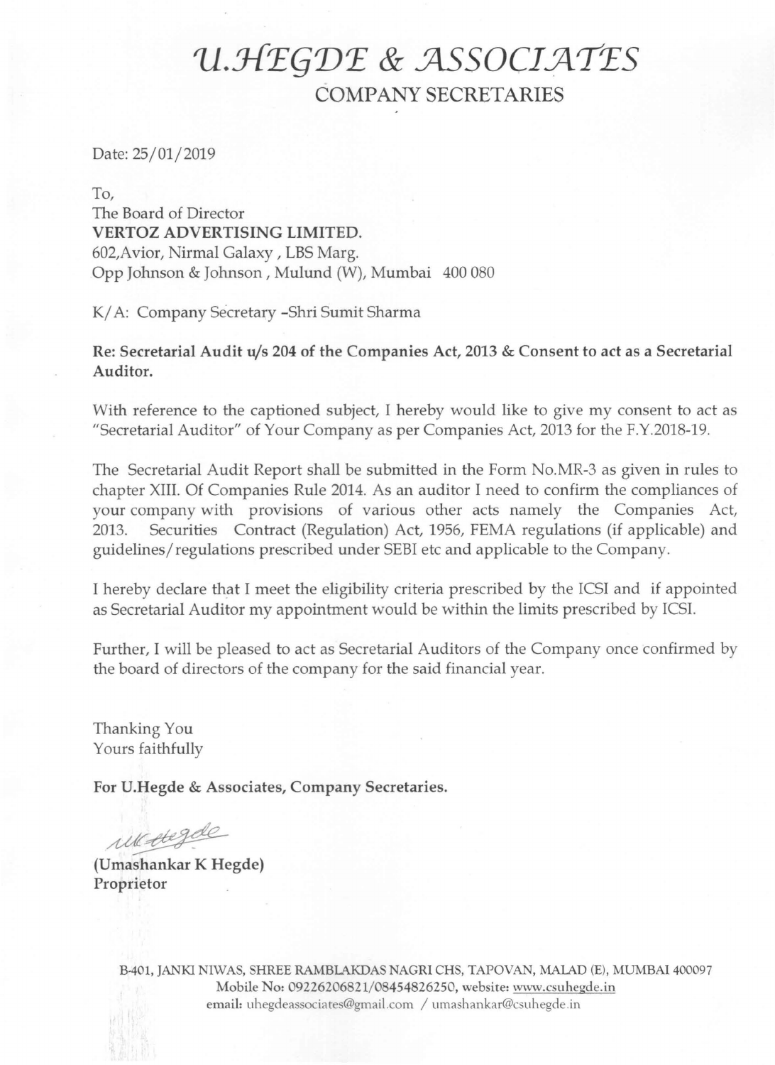# U.HEGDE & ASSOCIATES

## COMPANY SECRETARIES

Date: 25/01/2019

To,
The Board of Director
**VERTOZ ADVERTISING LIMITED.**
602,Avior, Nirmal Galaxy , LBS Marg.
Opp Johnson & Johnson , Mulund (W), Mumbai 400 080

K/A: Company Secretary -Shri Sumit Sharma

**Re: Secretarial Audit u/s 204 of the Companies Act, 2013 & Consent to act as a Secretarial Auditor.**

With reference to the captioned subject, I hereby would like to give my consent to act as "Secretarial Auditor" of Your Company as per Companies Act, 2013 for the F.Y.2018-19.

The Secretarial Audit Report shall be submitted in the Form No.MR-3 as given in rules to chapter XIII. Of Companies Rule 2014. As an auditor I need to confirm the compliances of your company with provisions of various other acts namely the Companies Act, 2013. Securities Contract (Regulation) Act, 1956, FEMA regulations (if applicable) and guidelines/regulations prescribed under SEBI etc and applicable to the Company.

I hereby declare that I meet the eligibility criteria prescribed by the ICSI and if appointed as Secretarial Auditor my appointment would be within the limits prescribed by ICSI.

Further, I will be pleased to act as Secretarial Auditors of the Company once confirmed by the board of directors of the company for the said financial year.

Thanking You
Yours faithfully

**For U.Hegde & Associates, Company Secretaries.**

**(Umashankar K Hegde)**
**Proprietor**

B-401, JANKI NIWAS, SHREE RAMBLAKDAS NAGRI CHS, TAPOVAN, MALAD (E), MUMBAI 400097
Mobile No: 09226206821/08454826250, website: www.csuhegde.in
email: uhegdeassociates@gmail.com / umashankar@csuhegde.in